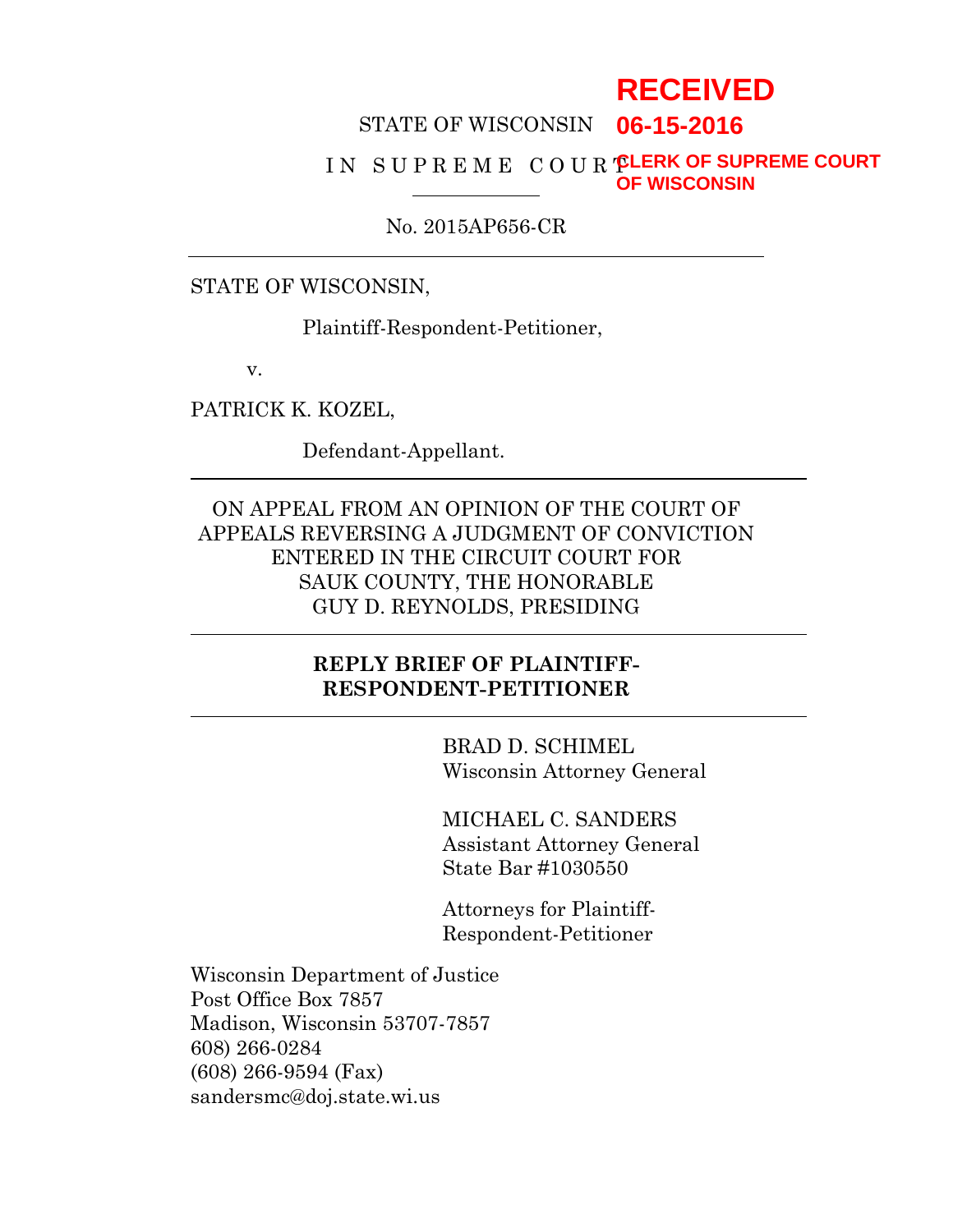RECEIVED

06-15-2016

CLERK OF SUPREME COURT
OF WISCONSIN

STATE OF WISCONSIN

I N  S U P R E M E  C O U R T

No. 2015AP656-CR

---

STATE OF WISCONSIN,

Plaintiff-Respondent-Petitioner,

v.

PATRICK K. KOZEL,

Defendant-Appellant.

---

ON APPEAL FROM AN OPINION OF THE COURT OF APPEALS REVERSING A JUDGMENT OF CONVICTION ENTERED IN THE CIRCUIT COURT FOR SAUK COUNTY, THE HONORABLE GUY D. REYNOLDS, PRESIDING

---

**REPLY BRIEF OF PLAINTIFF-RESPONDENT-PETITIONER**

---

BRAD D. SCHIMEL
Wisconsin Attorney General

MICHAEL C. SANDERS
Assistant Attorney General
State Bar #1030550

Attorneys for Plaintiff-Respondent-Petitioner

Wisconsin Department of Justice
Post Office Box 7857
Madison, Wisconsin 53707-7857
608) 266-0284
(608) 266-9594 (Fax)
sandersmc@doj.state.wi.us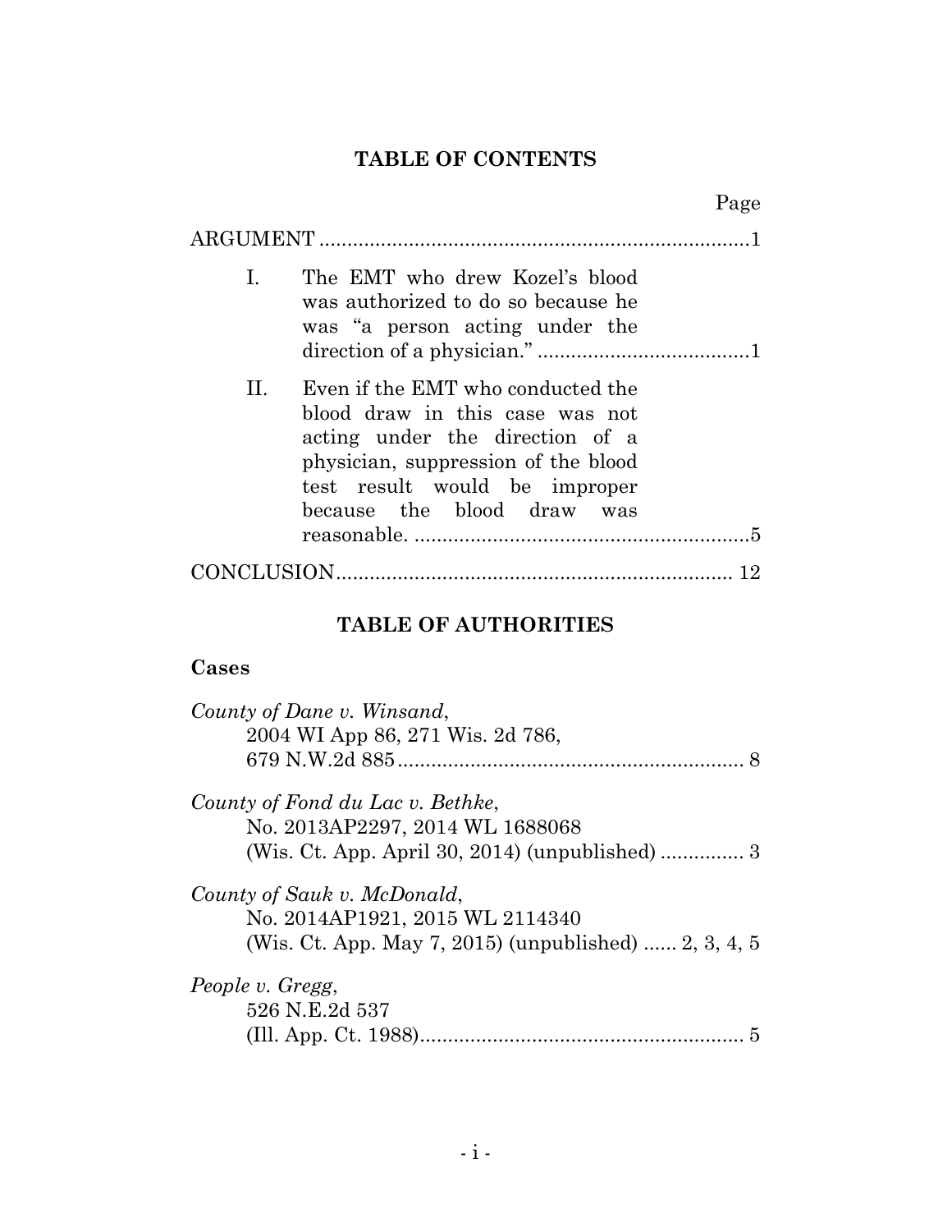## TABLE OF CONTENTS

| | Page |
|---|---|
| ARGUMENT | 1 |
| I. The EMT who drew Kozel's blood was authorized to do so because he was "a person acting under the direction of a physician." | 1 |
| II. Even if the EMT who conducted the blood draw in this case was not acting under the direction of a physician, suppression of the blood test result would be improper because the blood draw was reasonable. | 5 |
| CONCLUSION | 12 |

## TABLE OF AUTHORITIES

### Cases

*County of Dane v. Winsand*,
2004 WI App 86, 271 Wis. 2d 786,
679 N.W.2d 885 .............................................................. 8

*County of Fond du Lac v. Bethke*,
No. 2013AP2297, 2014 WL 1688068
(Wis. Ct. App. April 30, 2014) (unpublished) ............... 3

*County of Sauk v. McDonald*,
No. 2014AP1921, 2015 WL 2114340
(Wis. Ct. App. May 7, 2015) (unpublished) ...... 2, 3, 4, 5

*People v. Gregg*,
526 N.E.2d 537
(Ill. App. Ct. 1988).......................................................... 5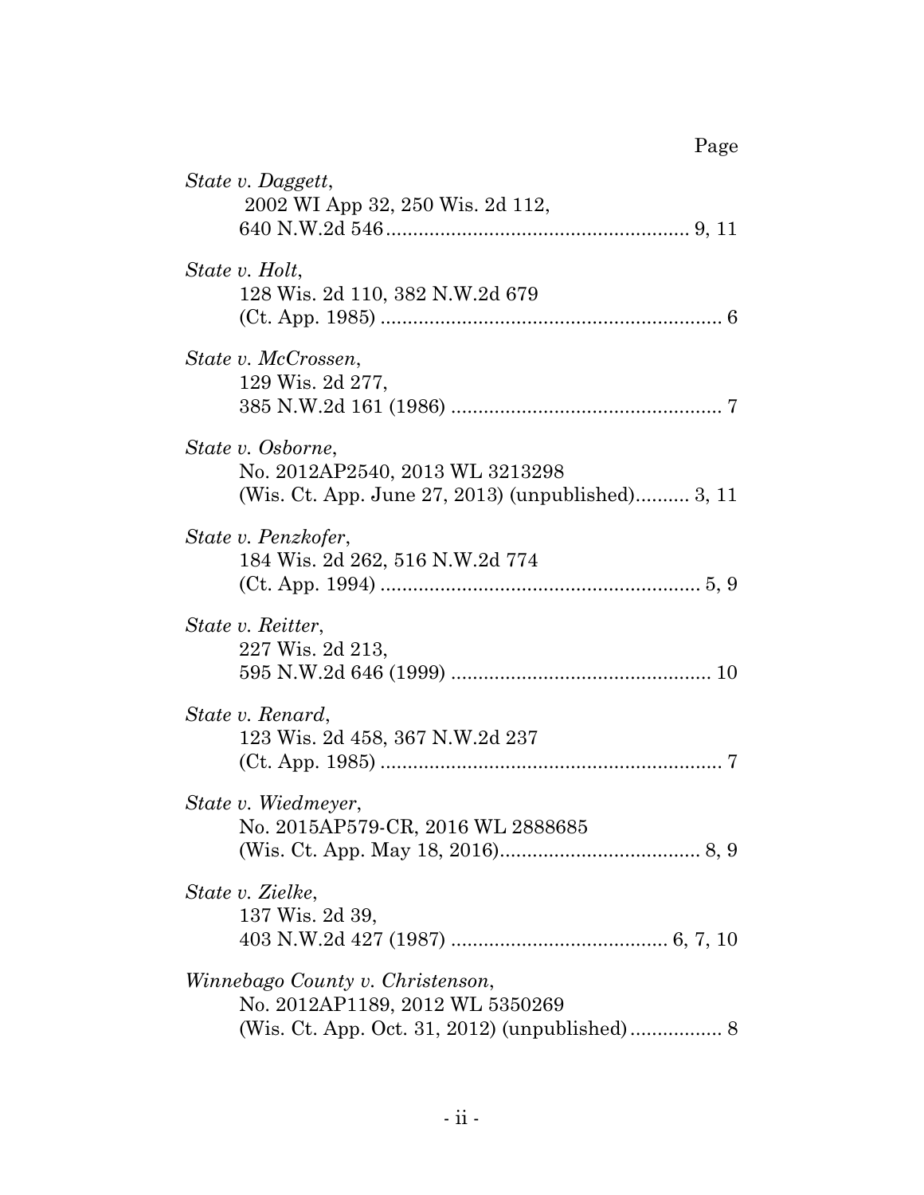Page

*State v. Daggett*,
2002 WI App 32, 250 Wis. 2d 112,
640 N.W.2d 546 ........................................................ 9, 11

*State v. Holt*,
128 Wis. 2d 110, 382 N.W.2d 679
(Ct. App. 1985) ............................................................... 6

*State v. McCrossen*,
129 Wis. 2d 277,
385 N.W.2d 161 (1986) .................................................. 7

*State v. Osborne*,
No. 2012AP2540, 2013 WL 3213298
(Wis. Ct. App. June 27, 2013) (unpublished).......... 3, 11

*State v. Penzkofer*,
184 Wis. 2d 262, 516 N.W.2d 774
(Ct. App. 1994) ........................................................... 5, 9

*State v. Reitter*,
227 Wis. 2d 213,
595 N.W.2d 646 (1999) ................................................ 10

*State v. Renard*,
123 Wis. 2d 458, 367 N.W.2d 237
(Ct. App. 1985) ............................................................... 7

*State v. Wiedmeyer*,
No. 2015AP579-CR, 2016 WL 2888685
(Wis. Ct. App. May 18, 2016)..................................... 8, 9

*State v. Zielke*,
137 Wis. 2d 39,
403 N.W.2d 427 (1987) ........................................ 6, 7, 10

*Winnebago County v. Christenson*,
No. 2012AP1189, 2012 WL 5350269
(Wis. Ct. App. Oct. 31, 2012) (unpublished)................. 8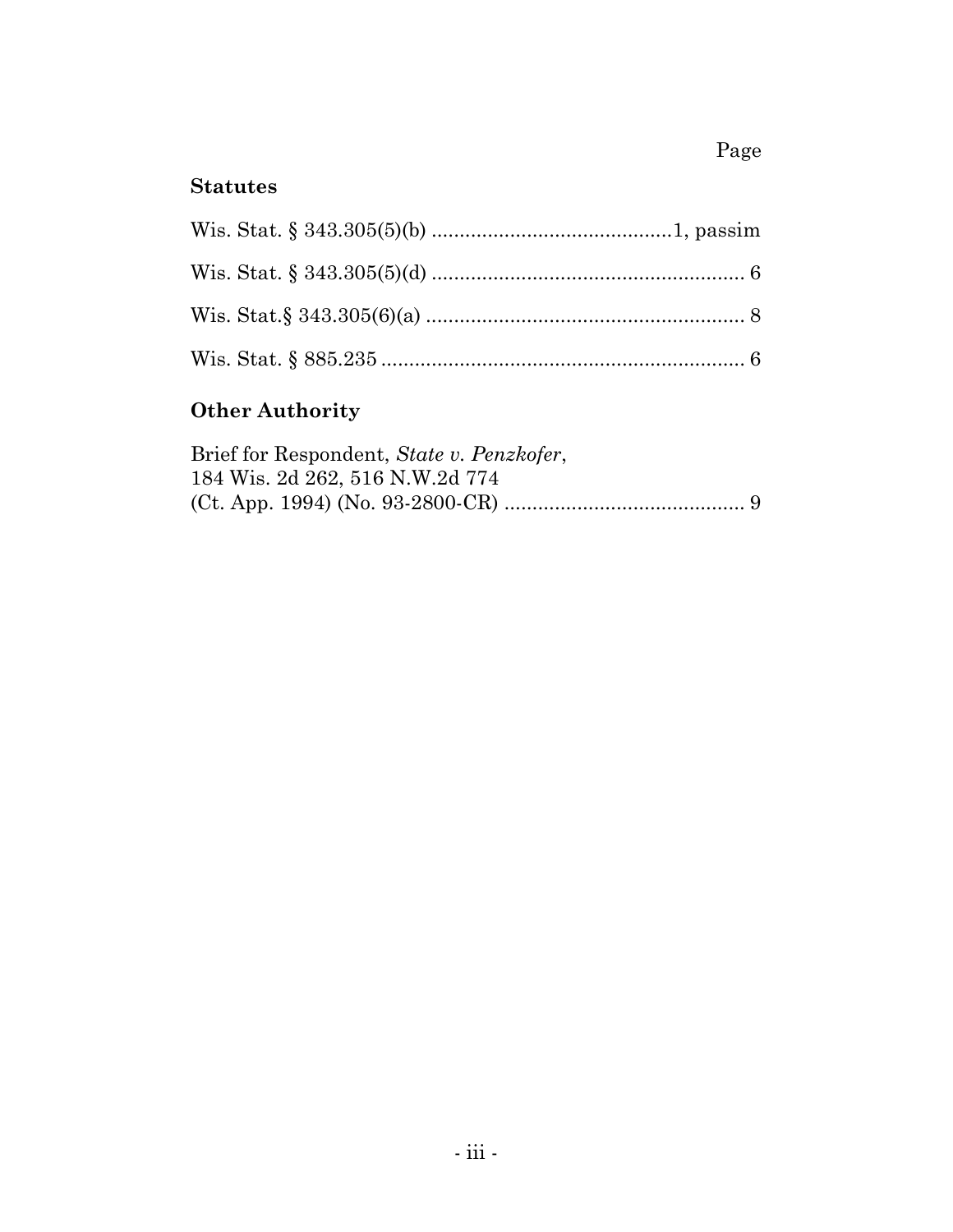Page

**Statutes**

Wis. Stat. § 343.305(5)(b) ..........................................1, passim

Wis. Stat. § 343.305(5)(d) ........................................................ 6

Wis. Stat.§ 343.305(6)(a) ......................................................... 8

Wis. Stat. § 885.235 ................................................................. 6

**Other Authority**

Brief for Respondent, *State v. Penzkofer*,
184 Wis. 2d 262, 516 N.W.2d 774
(Ct. App. 1994) (No. 93-2800-CR) ........................................... 9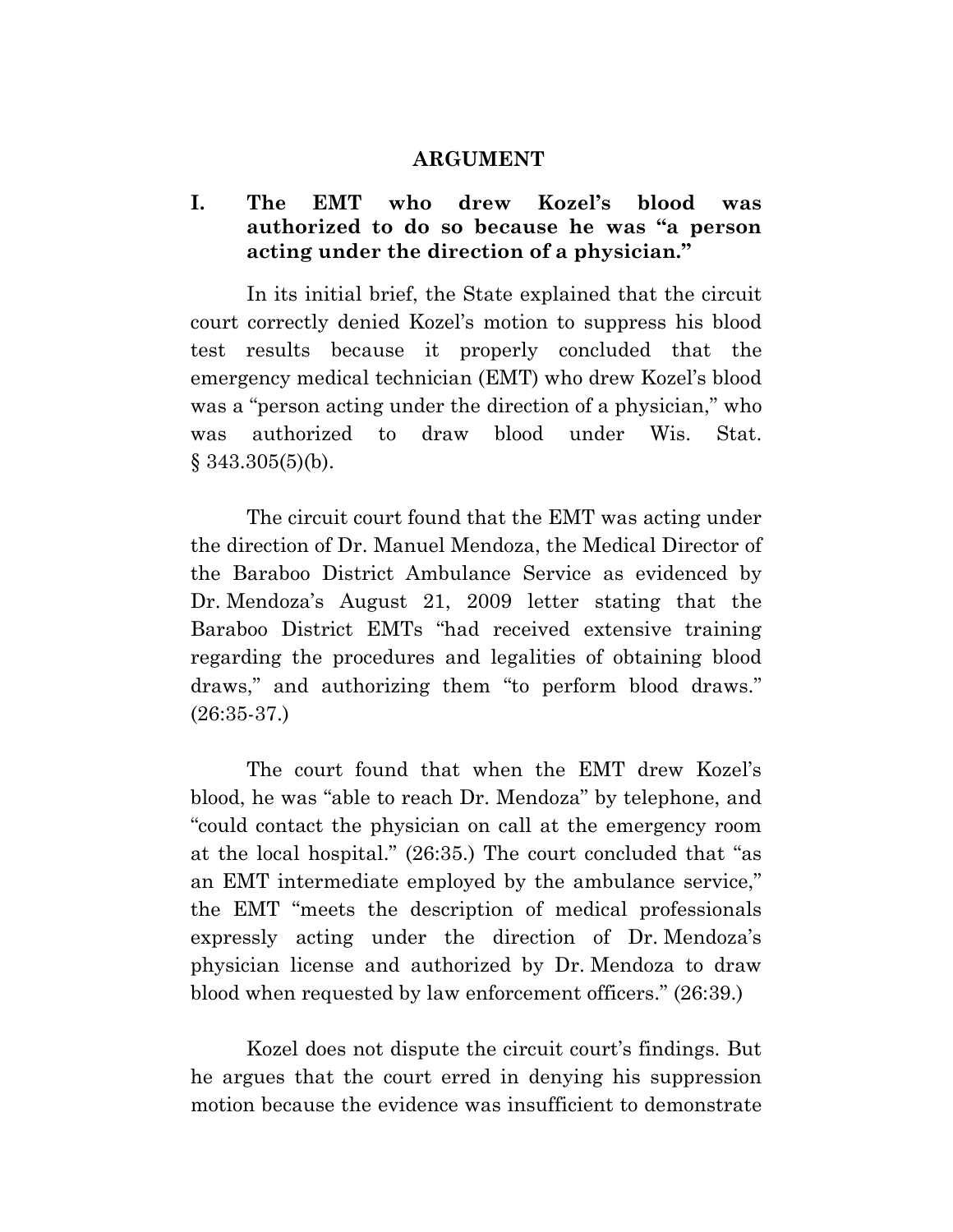# ARGUMENT

## I. The EMT who drew Kozel's blood was authorized to do so because he was "a person acting under the direction of a physician."

In its initial brief, the State explained that the circuit court correctly denied Kozel's motion to suppress his blood test results because it properly concluded that the emergency medical technician (EMT) who drew Kozel's blood was a "person acting under the direction of a physician," who was authorized to draw blood under Wis. Stat. § 343.305(5)(b).

The circuit court found that the EMT was acting under the direction of Dr. Manuel Mendoza, the Medical Director of the Baraboo District Ambulance Service as evidenced by Dr. Mendoza's August 21, 2009 letter stating that the Baraboo District EMTs "had received extensive training regarding the procedures and legalities of obtaining blood draws," and authorizing them "to perform blood draws." (26:35-37.)

The court found that when the EMT drew Kozel's blood, he was "able to reach Dr. Mendoza" by telephone, and "could contact the physician on call at the emergency room at the local hospital." (26:35.) The court concluded that "as an EMT intermediate employed by the ambulance service," the EMT "meets the description of medical professionals expressly acting under the direction of Dr. Mendoza's physician license and authorized by Dr. Mendoza to draw blood when requested by law enforcement officers." (26:39.)

Kozel does not dispute the circuit court's findings. But he argues that the court erred in denying his suppression motion because the evidence was insufficient to demonstrate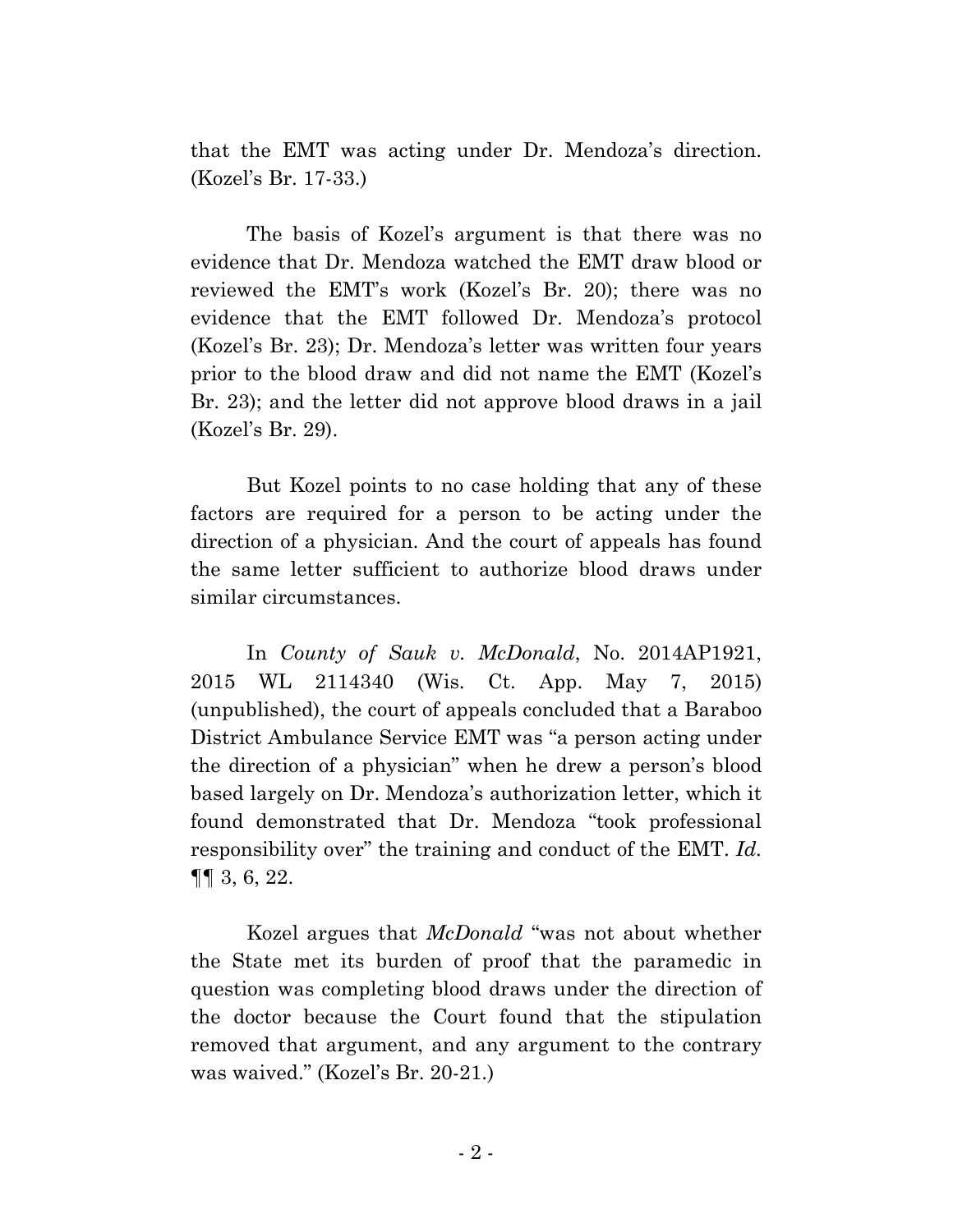that the EMT was acting under Dr. Mendoza's direction. (Kozel's Br. 17-33.)

The basis of Kozel's argument is that there was no evidence that Dr. Mendoza watched the EMT draw blood or reviewed the EMT's work (Kozel's Br. 20); there was no evidence that the EMT followed Dr. Mendoza's protocol (Kozel's Br. 23); Dr. Mendoza's letter was written four years prior to the blood draw and did not name the EMT (Kozel's Br. 23); and the letter did not approve blood draws in a jail (Kozel's Br. 29).

But Kozel points to no case holding that any of these factors are required for a person to be acting under the direction of a physician. And the court of appeals has found the same letter sufficient to authorize blood draws under similar circumstances.

In *County of Sauk v. McDonald*, No. 2014AP1921, 2015 WL 2114340 (Wis. Ct. App. May 7, 2015) (unpublished), the court of appeals concluded that a Baraboo District Ambulance Service EMT was "a person acting under the direction of a physician" when he drew a person's blood based largely on Dr. Mendoza's authorization letter, which it found demonstrated that Dr. Mendoza "took professional responsibility over" the training and conduct of the EMT. *Id.* ¶¶ 3, 6, 22.

Kozel argues that *McDonald* "was not about whether the State met its burden of proof that the paramedic in question was completing blood draws under the direction of the doctor because the Court found that the stipulation removed that argument, and any argument to the contrary was waived." (Kozel's Br. 20-21.)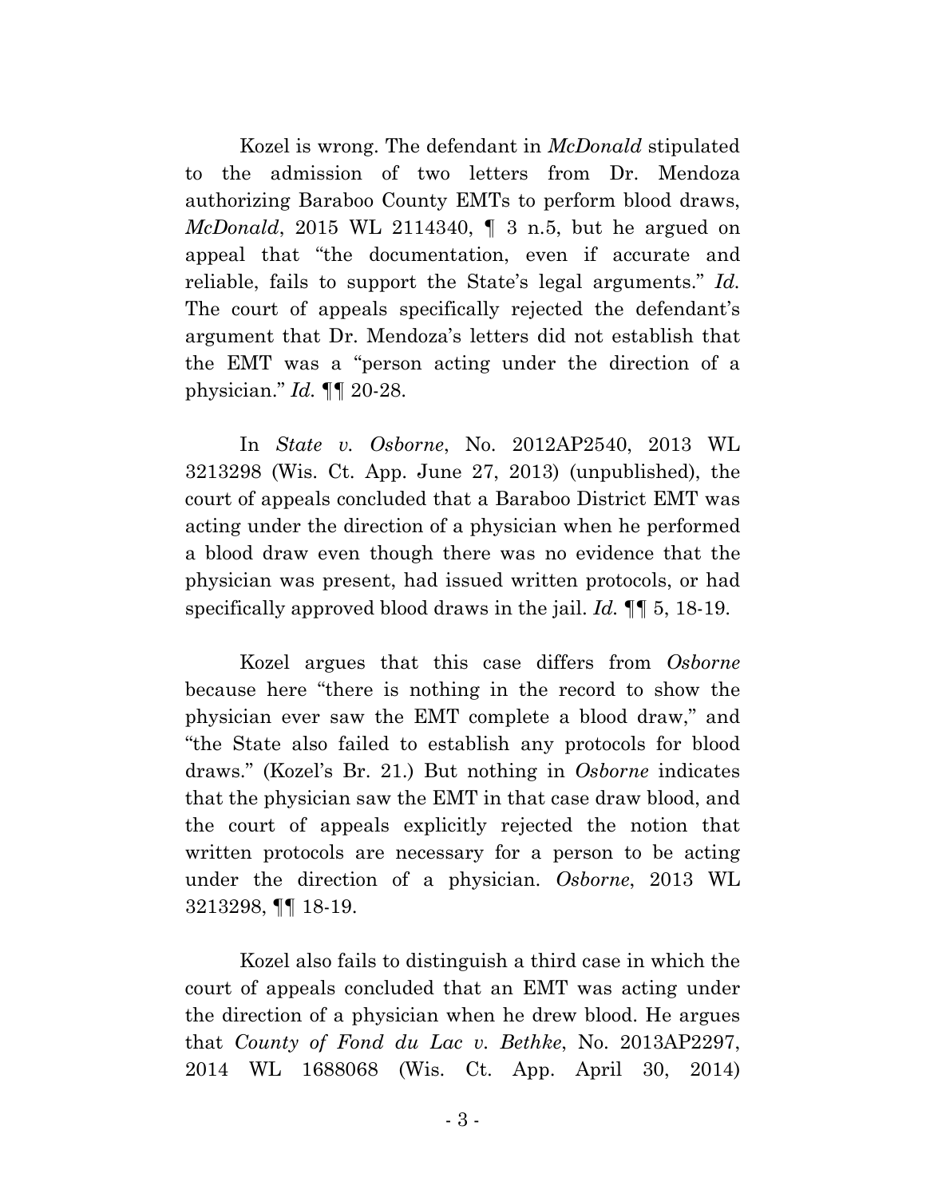Kozel is wrong. The defendant in *McDonald* stipulated to the admission of two letters from Dr. Mendoza authorizing Baraboo County EMTs to perform blood draws, *McDonald*, 2015 WL 2114340, ¶ 3 n.5, but he argued on appeal that "the documentation, even if accurate and reliable, fails to support the State's legal arguments." *Id.* The court of appeals specifically rejected the defendant's argument that Dr. Mendoza's letters did not establish that the EMT was a "person acting under the direction of a physician." *Id.* ¶¶ 20-28.

In *State v. Osborne*, No. 2012AP2540, 2013 WL 3213298 (Wis. Ct. App. June 27, 2013) (unpublished), the court of appeals concluded that a Baraboo District EMT was acting under the direction of a physician when he performed a blood draw even though there was no evidence that the physician was present, had issued written protocols, or had specifically approved blood draws in the jail. *Id.* ¶¶ 5, 18-19.

Kozel argues that this case differs from *Osborne* because here "there is nothing in the record to show the physician ever saw the EMT complete a blood draw," and "the State also failed to establish any protocols for blood draws." (Kozel's Br. 21.) But nothing in *Osborne* indicates that the physician saw the EMT in that case draw blood, and the court of appeals explicitly rejected the notion that written protocols are necessary for a person to be acting under the direction of a physician. *Osborne*, 2013 WL 3213298, ¶¶ 18-19.

Kozel also fails to distinguish a third case in which the court of appeals concluded that an EMT was acting under the direction of a physician when he drew blood. He argues that *County of Fond du Lac v. Bethke*, No. 2013AP2297, 2014 WL 1688068 (Wis. Ct. App. April 30, 2014)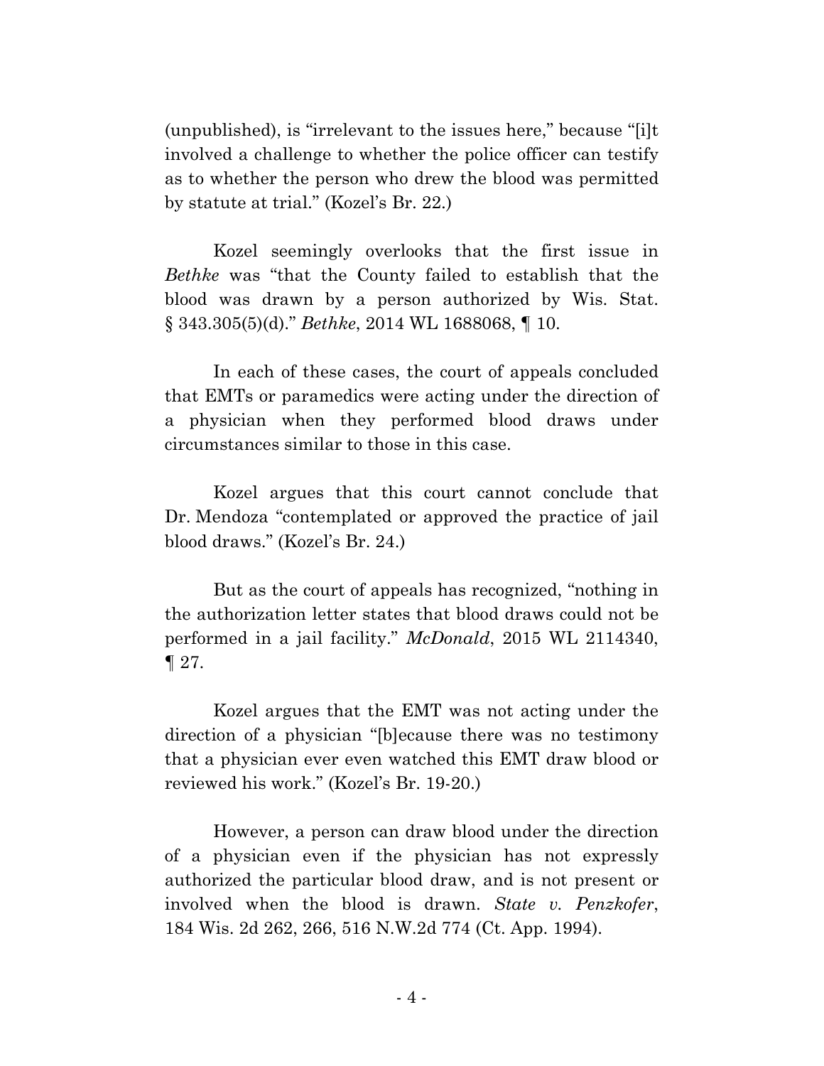(unpublished), is "irrelevant to the issues here," because "[i]t involved a challenge to whether the police officer can testify as to whether the person who drew the blood was permitted by statute at trial." (Kozel's Br. 22.)

Kozel seemingly overlooks that the first issue in *Bethke* was "that the County failed to establish that the blood was drawn by a person authorized by Wis. Stat. § 343.305(5)(d)." *Bethke*, 2014 WL 1688068, ¶ 10.

In each of these cases, the court of appeals concluded that EMTs or paramedics were acting under the direction of a physician when they performed blood draws under circumstances similar to those in this case.

Kozel argues that this court cannot conclude that Dr. Mendoza "contemplated or approved the practice of jail blood draws." (Kozel's Br. 24.)

But as the court of appeals has recognized, "nothing in the authorization letter states that blood draws could not be performed in a jail facility." *McDonald*, 2015 WL 2114340, ¶ 27.

Kozel argues that the EMT was not acting under the direction of a physician "[b]ecause there was no testimony that a physician ever even watched this EMT draw blood or reviewed his work." (Kozel's Br. 19-20.)

However, a person can draw blood under the direction of a physician even if the physician has not expressly authorized the particular blood draw, and is not present or involved when the blood is drawn. *State v. Penzkofer*, 184 Wis. 2d 262, 266, 516 N.W.2d 774 (Ct. App. 1994).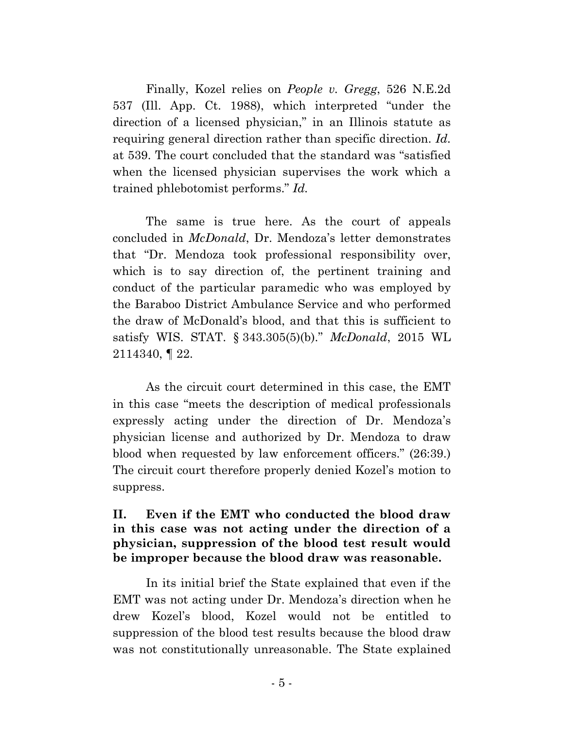Finally, Kozel relies on *People v. Gregg*, 526 N.E.2d 537 (Ill. App. Ct. 1988), which interpreted "under the direction of a licensed physician," in an Illinois statute as requiring general direction rather than specific direction. *Id.* at 539. The court concluded that the standard was "satisfied when the licensed physician supervises the work which a trained phlebotomist performs." *Id.*

The same is true here. As the court of appeals concluded in *McDonald*, Dr. Mendoza's letter demonstrates that "Dr. Mendoza took professional responsibility over, which is to say direction of, the pertinent training and conduct of the particular paramedic who was employed by the Baraboo District Ambulance Service and who performed the draw of McDonald's blood, and that this is sufficient to satisfy WIS. STAT. § 343.305(5)(b)." *McDonald*, 2015 WL 2114340, ¶ 22.

As the circuit court determined in this case, the EMT in this case "meets the description of medical professionals expressly acting under the direction of Dr. Mendoza's physician license and authorized by Dr. Mendoza to draw blood when requested by law enforcement officers." (26:39.) The circuit court therefore properly denied Kozel's motion to suppress.

## II. Even if the EMT who conducted the blood draw in this case was not acting under the direction of a physician, suppression of the blood test result would be improper because the blood draw was reasonable.

In its initial brief the State explained that even if the EMT was not acting under Dr. Mendoza's direction when he drew Kozel's blood, Kozel would not be entitled to suppression of the blood test results because the blood draw was not constitutionally unreasonable. The State explained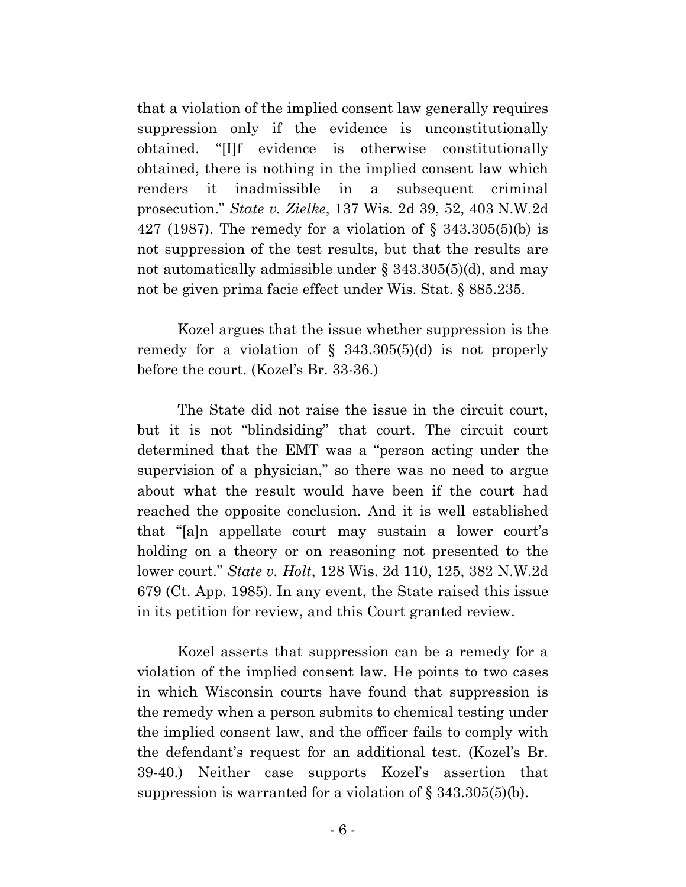that a violation of the implied consent law generally requires suppression only if the evidence is unconstitutionally obtained. "[I]f evidence is otherwise constitutionally obtained, there is nothing in the implied consent law which renders it inadmissible in a subsequent criminal prosecution." *State v. Zielke*, 137 Wis. 2d 39, 52, 403 N.W.2d 427 (1987). The remedy for a violation of § 343.305(5)(b) is not suppression of the test results, but that the results are not automatically admissible under § 343.305(5)(d), and may not be given prima facie effect under Wis. Stat. § 885.235.

Kozel argues that the issue whether suppression is the remedy for a violation of § 343.305(5)(d) is not properly before the court. (Kozel's Br. 33-36.)

The State did not raise the issue in the circuit court, but it is not "blindsiding" that court. The circuit court determined that the EMT was a "person acting under the supervision of a physician," so there was no need to argue about what the result would have been if the court had reached the opposite conclusion. And it is well established that "[a]n appellate court may sustain a lower court's holding on a theory or on reasoning not presented to the lower court." *State v. Holt*, 128 Wis. 2d 110, 125, 382 N.W.2d 679 (Ct. App. 1985). In any event, the State raised this issue in its petition for review, and this Court granted review.

Kozel asserts that suppression can be a remedy for a violation of the implied consent law. He points to two cases in which Wisconsin courts have found that suppression is the remedy when a person submits to chemical testing under the implied consent law, and the officer fails to comply with the defendant's request for an additional test. (Kozel's Br. 39-40.) Neither case supports Kozel's assertion that suppression is warranted for a violation of § 343.305(5)(b).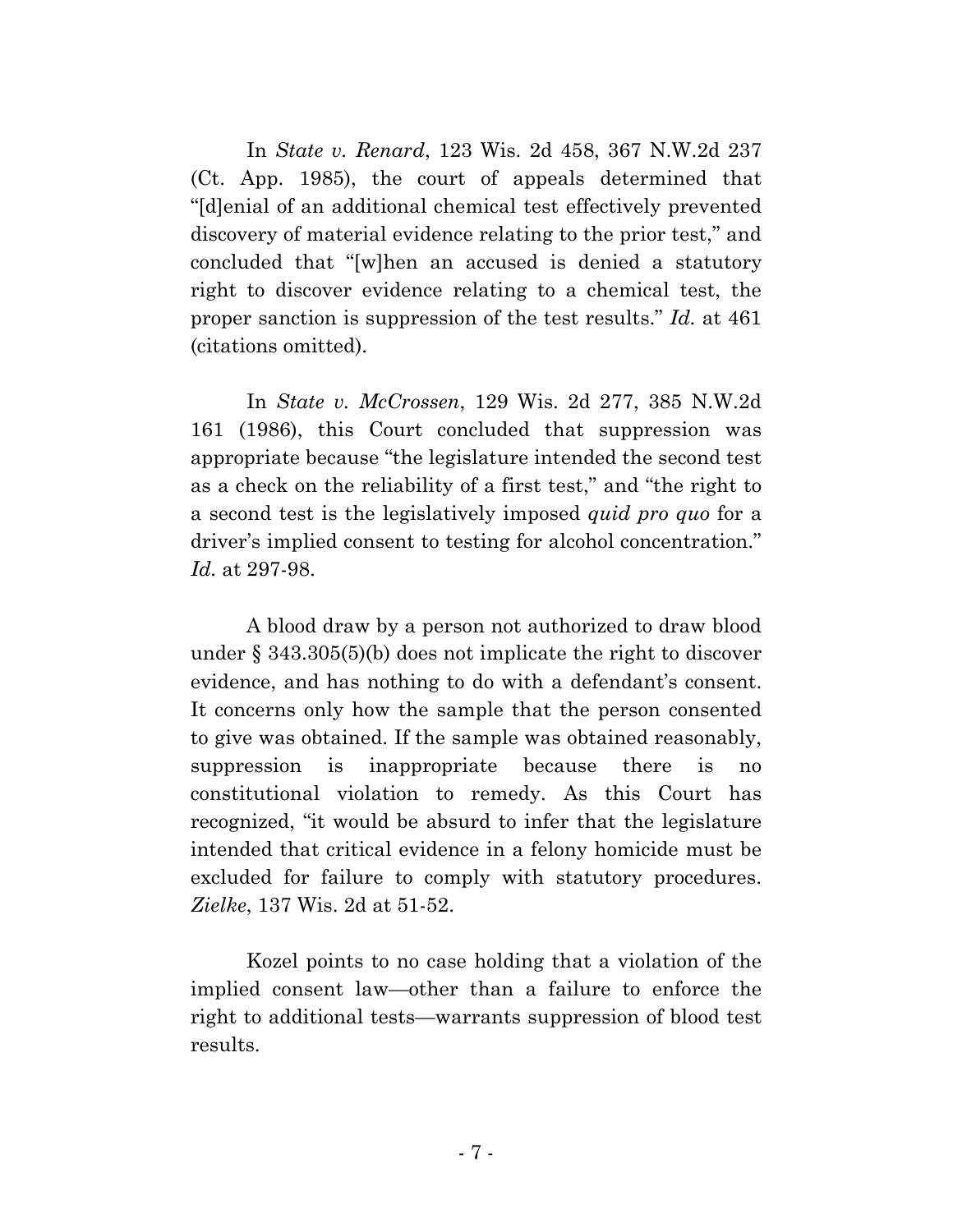In *State v. Renard*, 123 Wis. 2d 458, 367 N.W.2d 237 (Ct. App. 1985), the court of appeals determined that "[d]enial of an additional chemical test effectively prevented discovery of material evidence relating to the prior test," and concluded that "[w]hen an accused is denied a statutory right to discover evidence relating to a chemical test, the proper sanction is suppression of the test results." *Id.* at 461 (citations omitted).

In *State v. McCrossen*, 129 Wis. 2d 277, 385 N.W.2d 161 (1986), this Court concluded that suppression was appropriate because "the legislature intended the second test as a check on the reliability of a first test," and "the right to a second test is the legislatively imposed *quid pro quo* for a driver's implied consent to testing for alcohol concentration." *Id.* at 297-98.

A blood draw by a person not authorized to draw blood under § 343.305(5)(b) does not implicate the right to discover evidence, and has nothing to do with a defendant's consent. It concerns only how the sample that the person consented to give was obtained. If the sample was obtained reasonably, suppression is inappropriate because there is no constitutional violation to remedy. As this Court has recognized, "it would be absurd to infer that the legislature intended that critical evidence in a felony homicide must be excluded for failure to comply with statutory procedures. *Zielke*, 137 Wis. 2d at 51-52.

Kozel points to no case holding that a violation of the implied consent law—other than a failure to enforce the right to additional tests—warrants suppression of blood test results.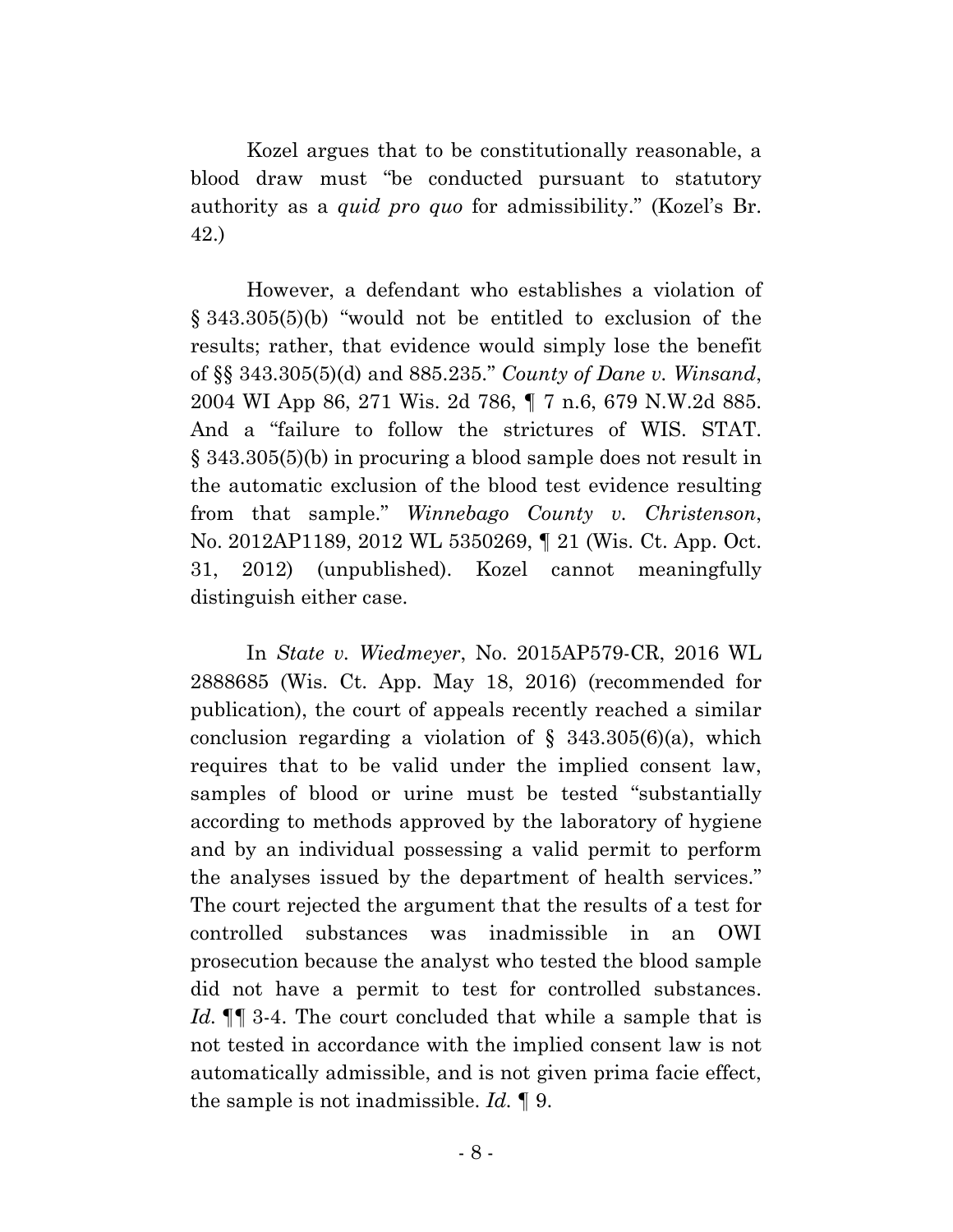Kozel argues that to be constitutionally reasonable, a blood draw must "be conducted pursuant to statutory authority as a *quid pro quo* for admissibility." (Kozel's Br. 42.)

However, a defendant who establishes a violation of § 343.305(5)(b) "would not be entitled to exclusion of the results; rather, that evidence would simply lose the benefit of §§ 343.305(5)(d) and 885.235." *County of Dane v. Winsand*, 2004 WI App 86, 271 Wis. 2d 786, ¶ 7 n.6, 679 N.W.2d 885. And a "failure to follow the strictures of WIS. STAT. § 343.305(5)(b) in procuring a blood sample does not result in the automatic exclusion of the blood test evidence resulting from that sample." *Winnebago County v. Christenson*, No. 2012AP1189, 2012 WL 5350269, ¶ 21 (Wis. Ct. App. Oct. 31, 2012) (unpublished). Kozel cannot meaningfully distinguish either case.

In *State v. Wiedmeyer*, No. 2015AP579-CR, 2016 WL 2888685 (Wis. Ct. App. May 18, 2016) (recommended for publication), the court of appeals recently reached a similar conclusion regarding a violation of § 343.305(6)(a), which requires that to be valid under the implied consent law, samples of blood or urine must be tested "substantially according to methods approved by the laboratory of hygiene and by an individual possessing a valid permit to perform the analyses issued by the department of health services." The court rejected the argument that the results of a test for controlled substances was inadmissible in an OWI prosecution because the analyst who tested the blood sample did not have a permit to test for controlled substances. *Id.* ¶¶ 3-4. The court concluded that while a sample that is not tested in accordance with the implied consent law is not automatically admissible, and is not given prima facie effect, the sample is not inadmissible. *Id.* ¶ 9.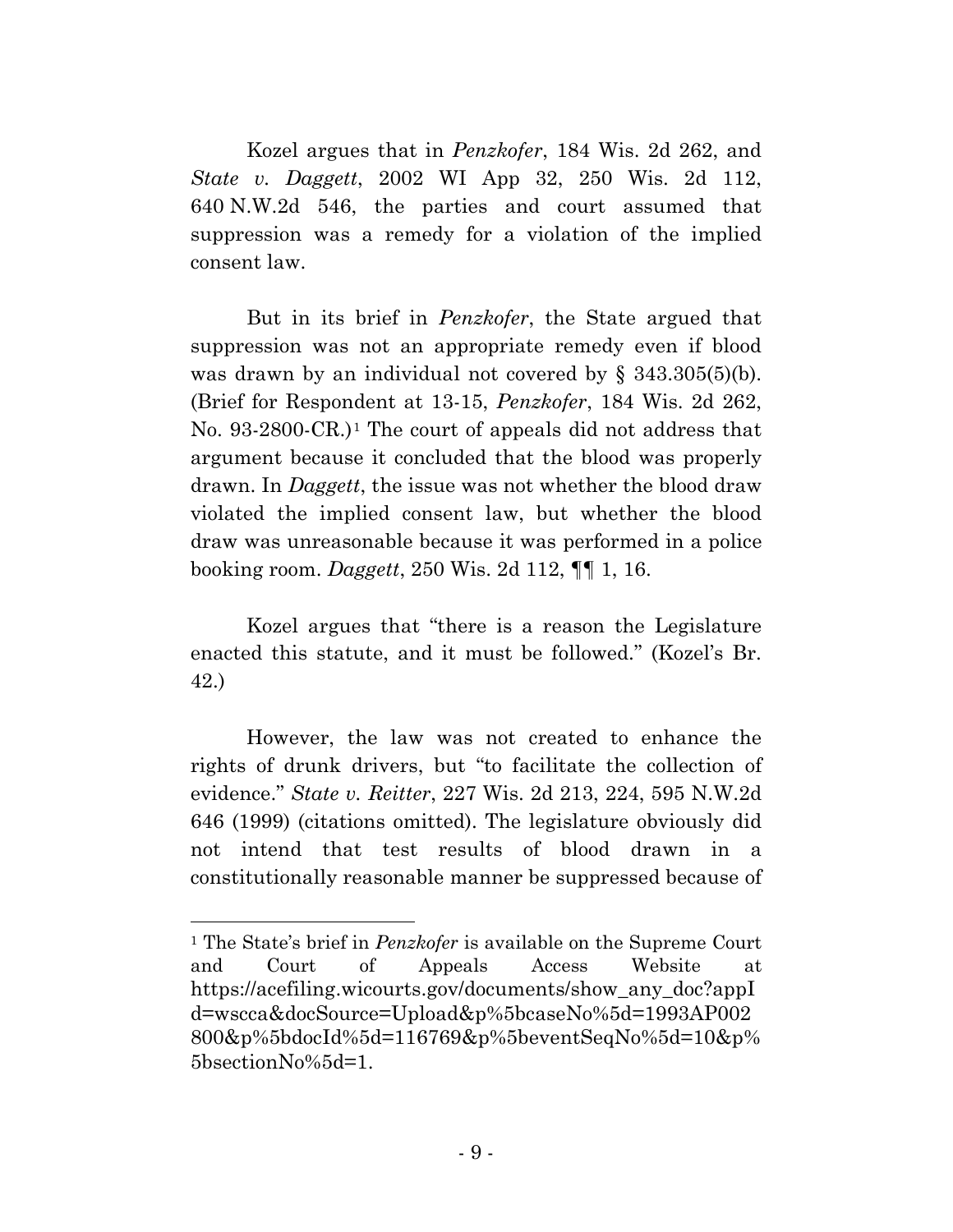Kozel argues that in *Penzkofer*, 184 Wis. 2d 262, and *State v. Daggett*, 2002 WI App 32, 250 Wis. 2d 112, 640 N.W.2d 546, the parties and court assumed that suppression was a remedy for a violation of the implied consent law.

But in its brief in *Penzkofer*, the State argued that suppression was not an appropriate remedy even if blood was drawn by an individual not covered by § 343.305(5)(b). (Brief for Respondent at 13-15, *Penzkofer*, 184 Wis. 2d 262, No. 93-2800-CR.)[1] The court of appeals did not address that argument because it concluded that the blood was properly drawn. In *Daggett*, the issue was not whether the blood draw violated the implied consent law, but whether the blood draw was unreasonable because it was performed in a police booking room. *Daggett*, 250 Wis. 2d 112, ¶¶ 1, 16.

Kozel argues that "there is a reason the Legislature enacted this statute, and it must be followed." (Kozel's Br. 42.)

However, the law was not created to enhance the rights of drunk drivers, but "to facilitate the collection of evidence." *State v. Reitter*, 227 Wis. 2d 213, 224, 595 N.W.2d 646 (1999) (citations omitted). The legislature obviously did not intend that test results of blood drawn in a constitutionally reasonable manner be suppressed because of

---

[1] The State's brief in *Penzkofer* is available on the Supreme Court and Court of Appeals Access Website at https://acefiling.wicourts.gov/documents/show_any_doc?appId=wscca&docSource=Upload&p%5bcaseNo%5d=1993AP002800&p%5bdocId%5d=116769&p%5beventSeqNo%5d=10&p%5bsectionNo%5d=1.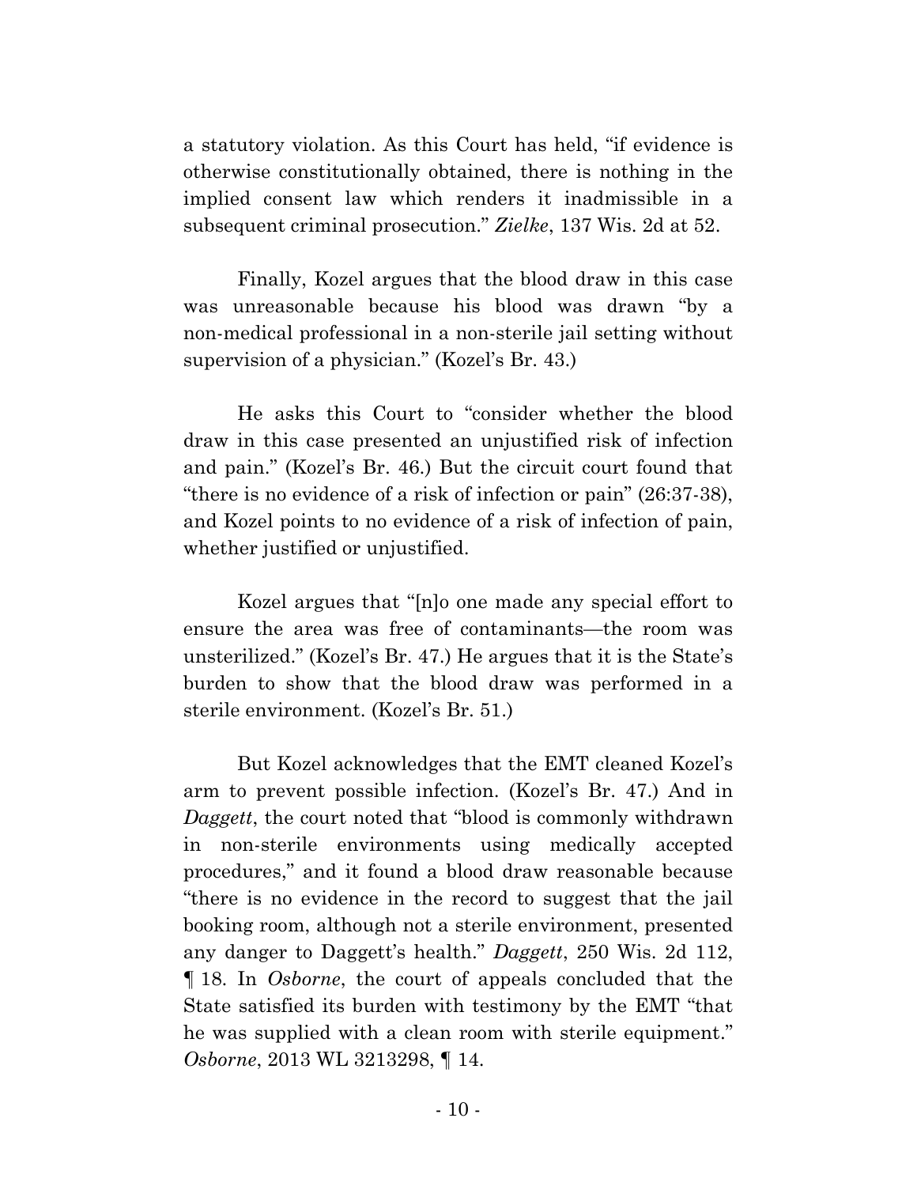a statutory violation. As this Court has held, "if evidence is otherwise constitutionally obtained, there is nothing in the implied consent law which renders it inadmissible in a subsequent criminal prosecution." *Zielke*, 137 Wis. 2d at 52.

Finally, Kozel argues that the blood draw in this case was unreasonable because his blood was drawn "by a non-medical professional in a non-sterile jail setting without supervision of a physician." (Kozel's Br. 43.)

He asks this Court to "consider whether the blood draw in this case presented an unjustified risk of infection and pain." (Kozel's Br. 46.) But the circuit court found that "there is no evidence of a risk of infection or pain" (26:37-38), and Kozel points to no evidence of a risk of infection of pain, whether justified or unjustified.

Kozel argues that "[n]o one made any special effort to ensure the area was free of contaminants—the room was unsterilized." (Kozel's Br. 47.) He argues that it is the State's burden to show that the blood draw was performed in a sterile environment. (Kozel's Br. 51.)

But Kozel acknowledges that the EMT cleaned Kozel's arm to prevent possible infection. (Kozel's Br. 47.) And in *Daggett*, the court noted that "blood is commonly withdrawn in non-sterile environments using medically accepted procedures," and it found a blood draw reasonable because "there is no evidence in the record to suggest that the jail booking room, although not a sterile environment, presented any danger to Daggett's health." *Daggett*, 250 Wis. 2d 112, ¶ 18. In *Osborne*, the court of appeals concluded that the State satisfied its burden with testimony by the EMT "that he was supplied with a clean room with sterile equipment." *Osborne*, 2013 WL 3213298, ¶ 14.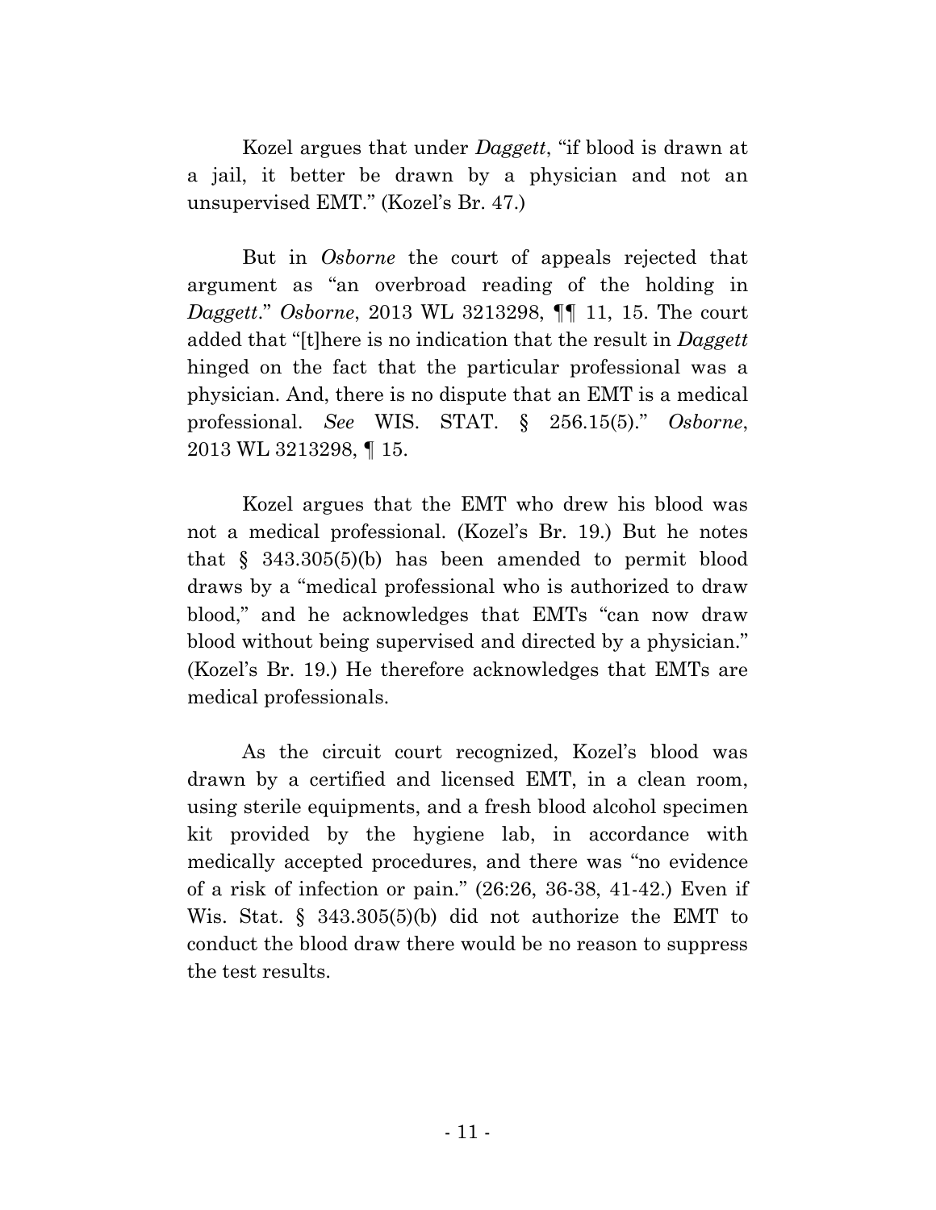Kozel argues that under *Daggett*, "if blood is drawn at a jail, it better be drawn by a physician and not an unsupervised EMT." (Kozel's Br. 47.)

But in *Osborne* the court of appeals rejected that argument as "an overbroad reading of the holding in *Daggett*." *Osborne*, 2013 WL 3213298, ¶¶ 11, 15. The court added that "[t]here is no indication that the result in *Daggett* hinged on the fact that the particular professional was a physician. And, there is no dispute that an EMT is a medical professional. *See* WIS. STAT. § 256.15(5)." *Osborne*, 2013 WL 3213298, ¶ 15.

Kozel argues that the EMT who drew his blood was not a medical professional. (Kozel's Br. 19.) But he notes that § 343.305(5)(b) has been amended to permit blood draws by a "medical professional who is authorized to draw blood," and he acknowledges that EMTs "can now draw blood without being supervised and directed by a physician." (Kozel's Br. 19.) He therefore acknowledges that EMTs are medical professionals.

As the circuit court recognized, Kozel's blood was drawn by a certified and licensed EMT, in a clean room, using sterile equipments, and a fresh blood alcohol specimen kit provided by the hygiene lab, in accordance with medically accepted procedures, and there was "no evidence of a risk of infection or pain." (26:26, 36-38, 41-42.) Even if Wis. Stat. § 343.305(5)(b) did not authorize the EMT to conduct the blood draw there would be no reason to suppress the test results.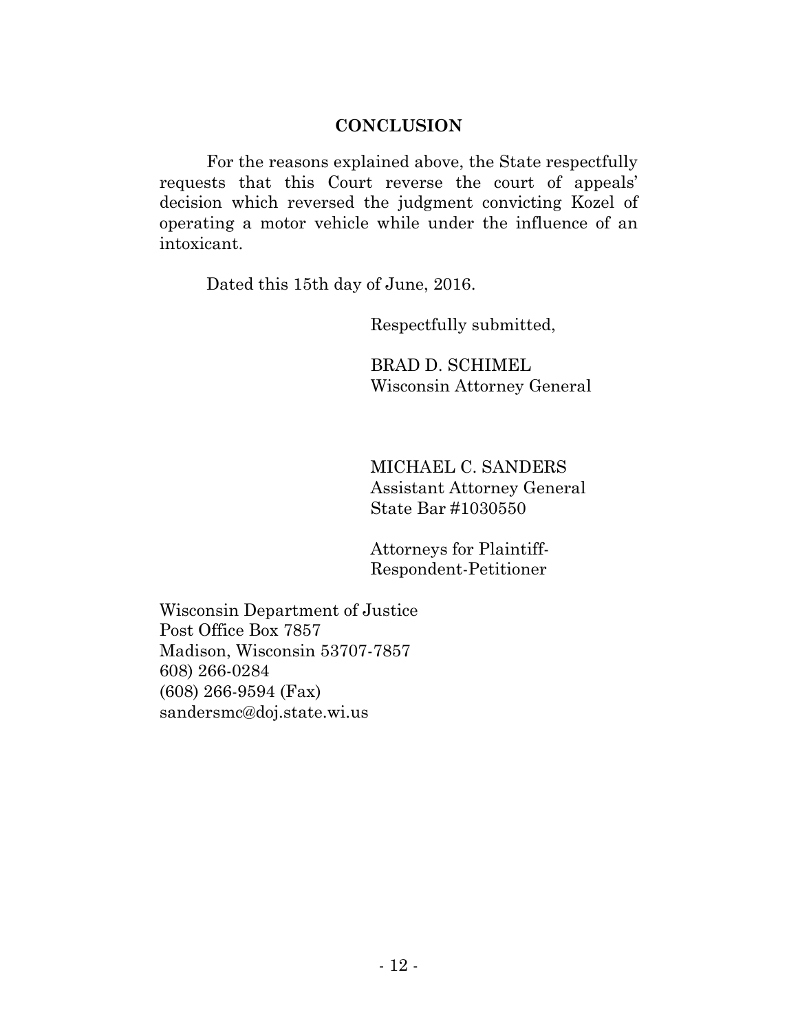## CONCLUSION

For the reasons explained above, the State respectfully requests that this Court reverse the court of appeals' decision which reversed the judgment convicting Kozel of operating a motor vehicle while under the influence of an intoxicant.

Dated this 15th day of June, 2016.

Respectfully submitted,

BRAD D. SCHIMEL
Wisconsin Attorney General

MICHAEL C. SANDERS
Assistant Attorney General
State Bar #1030550

Attorneys for Plaintiff-Respondent-Petitioner

Wisconsin Department of Justice
Post Office Box 7857
Madison, Wisconsin 53707-7857
608) 266-0284
(608) 266-9594 (Fax)
sandersmc@doj.state.wi.us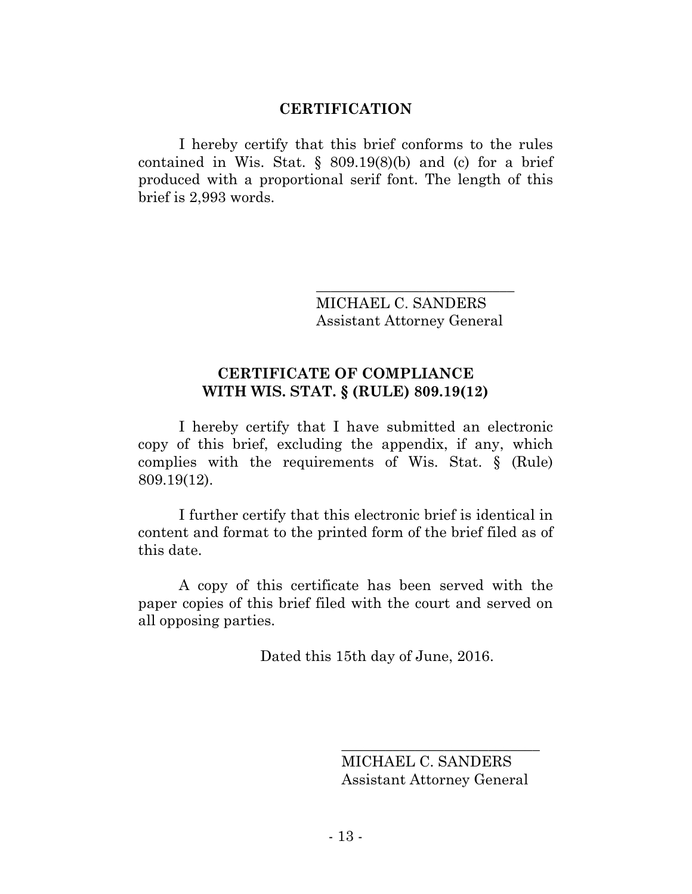## CERTIFICATION

I hereby certify that this brief conforms to the rules contained in Wis. Stat. § 809.19(8)(b) and (c) for a brief produced with a proportional serif font. The length of this brief is 2,993 words.

\_\_\_\_\_\_\_\_\_\_\_\_\_\_\_\_\_\_\_\_\_\_\_\_\_\_\_\_
MICHAEL C. SANDERS
Assistant Attorney General

## CERTIFICATE OF COMPLIANCE WITH WIS. STAT. § (RULE) 809.19(12)

I hereby certify that I have submitted an electronic copy of this brief, excluding the appendix, if any, which complies with the requirements of Wis. Stat. § (Rule) 809.19(12).

I further certify that this electronic brief is identical in content and format to the printed form of the brief filed as of this date.

A copy of this certificate has been served with the paper copies of this brief filed with the court and served on all opposing parties.

Dated this 15th day of June, 2016.

\_\_\_\_\_\_\_\_\_\_\_\_\_\_\_\_\_\_\_\_\_\_\_\_\_\_\_\_
MICHAEL C. SANDERS
Assistant Attorney General